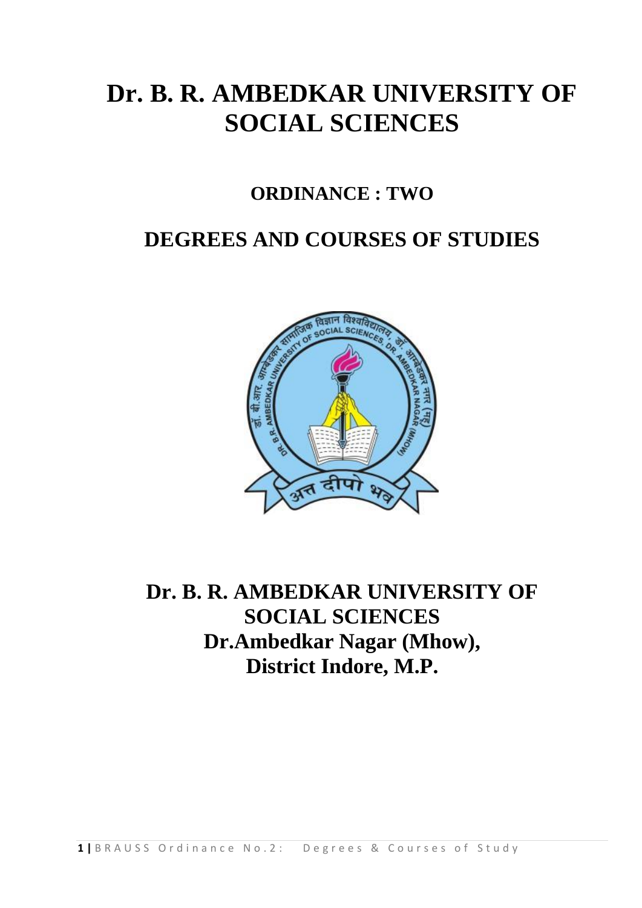# Dr. B. R. AMBEDKAR UNIVERSITY OF SOCIAL SCIENCES

## ORDINANCE : TWO

## DEGREES AND COURSES OF STUDIES

**Dr. B. R. AMBEDKAR UNIVERSITY OF SOCIAL SCIENCES**
**Dr.Ambedkar Nagar (Mhow),**
**District Indore, M.P.**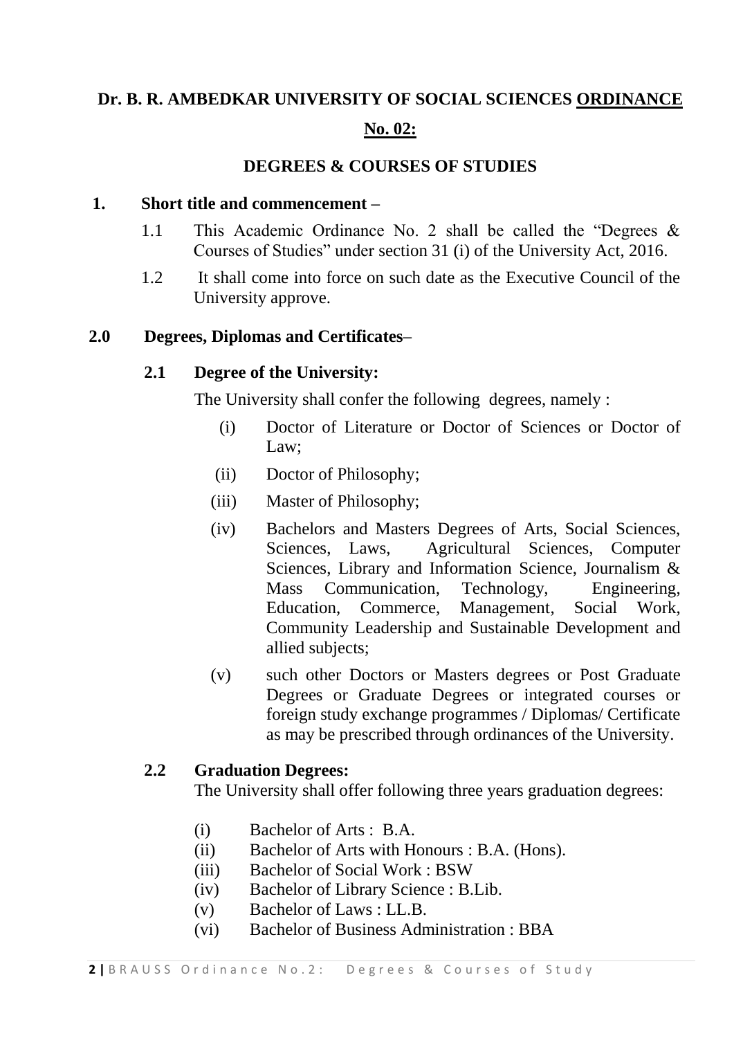# Dr. B. R. AMBEDKAR UNIVERSITY OF SOCIAL SCIENCES ORDINANCE No. 02:

## DEGREES & COURSES OF STUDIES

**1. Short title and commencement –**

1.1 This Academic Ordinance No. 2 shall be called the "Degrees & Courses of Studies" under section 31 (i) of the University Act, 2016.

1.2 It shall come into force on such date as the Executive Council of the University approve.

**2.0 Degrees, Diplomas and Certificates–**

**2.1 Degree of the University:**

The University shall confer the following degrees, namely :

(i) Doctor of Literature or Doctor of Sciences or Doctor of Law;

(ii) Doctor of Philosophy;

(iii) Master of Philosophy;

(iv) Bachelors and Masters Degrees of Arts, Social Sciences, Sciences, Laws, Agricultural Sciences, Computer Sciences, Library and Information Science, Journalism & Mass Communication, Technology, Engineering, Education, Commerce, Management, Social Work, Community Leadership and Sustainable Development and allied subjects;

(v) such other Doctors or Masters degrees or Post Graduate Degrees or Graduate Degrees or integrated courses or foreign study exchange programmes / Diplomas/ Certificate as may be prescribed through ordinances of the University.

**2.2 Graduation Degrees:**

The University shall offer following three years graduation degrees:

(i) Bachelor of Arts : B.A.
(ii) Bachelor of Arts with Honours : B.A. (Hons).
(iii) Bachelor of Social Work : BSW
(iv) Bachelor of Library Science : B.Lib.
(v) Bachelor of Laws : LL.B.
(vi) Bachelor of Business Administration : BBA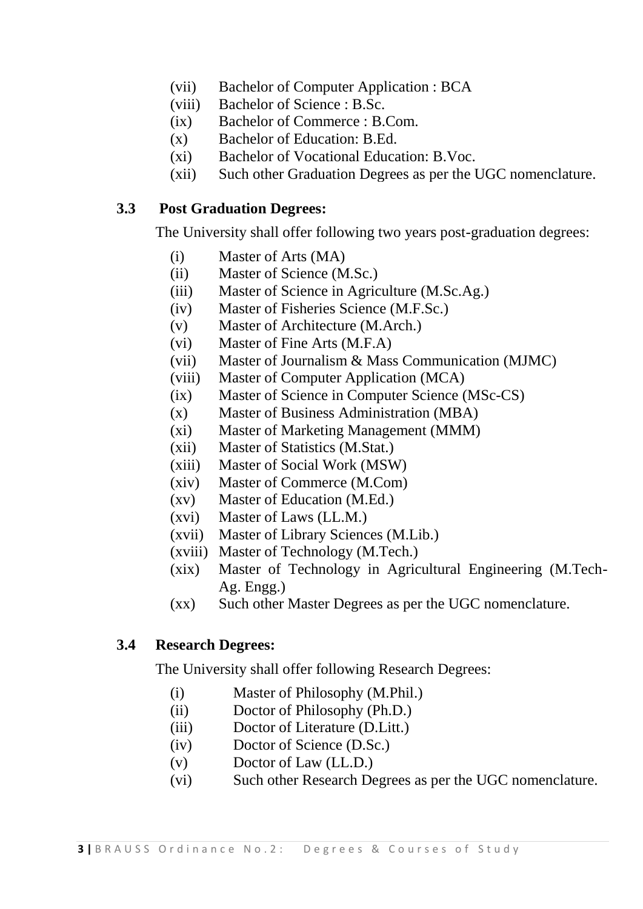(vii) Bachelor of Computer Application : BCA
(viii) Bachelor of Science : B.Sc.
(ix) Bachelor of Commerce : B.Com.
(x) Bachelor of Education: B.Ed.
(xi) Bachelor of Vocational Education: B.Voc.
(xii) Such other Graduation Degrees as per the UGC nomenclature.

### 3.3 Post Graduation Degrees:

The University shall offer following two years post-graduation degrees:

(i) Master of Arts (MA)
(ii) Master of Science (M.Sc.)
(iii) Master of Science in Agriculture (M.Sc.Ag.)
(iv) Master of Fisheries Science (M.F.Sc.)
(v) Master of Architecture (M.Arch.)
(vi) Master of Fine Arts (M.F.A)
(vii) Master of Journalism & Mass Communication (MJMC)
(viii) Master of Computer Application (MCA)
(ix) Master of Science in Computer Science (MSc-CS)
(x) Master of Business Administration (MBA)
(xi) Master of Marketing Management (MMM)
(xii) Master of Statistics (M.Stat.)
(xiii) Master of Social Work (MSW)
(xiv) Master of Commerce (M.Com)
(xv) Master of Education (M.Ed.)
(xvi) Master of Laws (LL.M.)
(xvii) Master of Library Sciences (M.Lib.)
(xviii) Master of Technology (M.Tech.)
(xix) Master of Technology in Agricultural Engineering (M.Tech-Ag. Engg.)
(xx) Such other Master Degrees as per the UGC nomenclature.

### 3.4 Research Degrees:

The University shall offer following Research Degrees:

(i) Master of Philosophy (M.Phil.)
(ii) Doctor of Philosophy (Ph.D.)
(iii) Doctor of Literature (D.Litt.)
(iv) Doctor of Science (D.Sc.)
(v) Doctor of Law (LL.D.)
(vi) Such other Research Degrees as per the UGC nomenclature.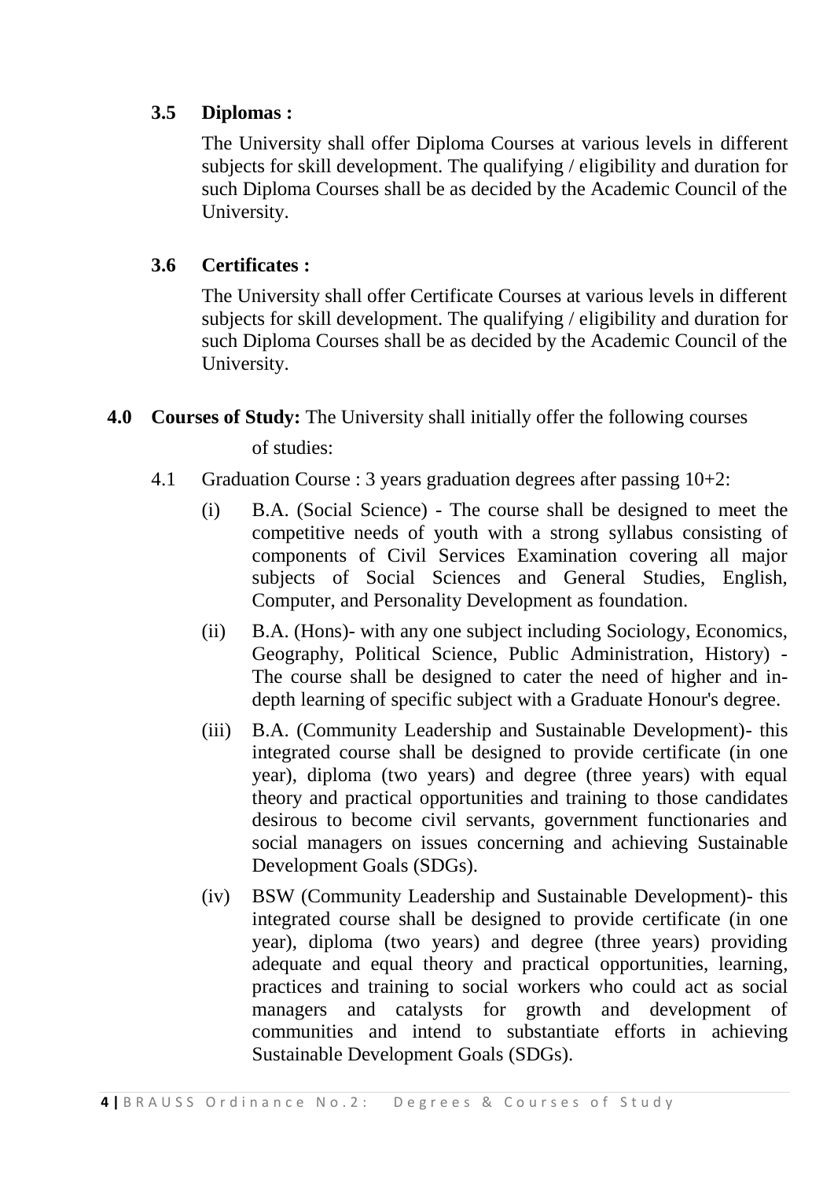### 3.5 Diplomas :

The University shall offer Diploma Courses at various levels in different subjects for skill development. The qualifying / eligibility and duration for such Diploma Courses shall be as decided by the Academic Council of the University.

### 3.6 Certificates :

The University shall offer Certificate Courses at various levels in different subjects for skill development. The qualifying / eligibility and duration for such Diploma Courses shall be as decided by the Academic Council of the University.

## 4.0 Courses of Study: The University shall initially offer the following courses of studies:

4.1 Graduation Course : 3 years graduation degrees after passing 10+2:

(i) B.A. (Social Science) - The course shall be designed to meet the competitive needs of youth with a strong syllabus consisting of components of Civil Services Examination covering all major subjects of Social Sciences and General Studies, English, Computer, and Personality Development as foundation.

(ii) B.A. (Hons)- with any one subject including Sociology, Economics, Geography, Political Science, Public Administration, History) - The course shall be designed to cater the need of higher and in-depth learning of specific subject with a Graduate Honour's degree.

(iii) B.A. (Community Leadership and Sustainable Development)- this integrated course shall be designed to provide certificate (in one year), diploma (two years) and degree (three years) with equal theory and practical opportunities and training to those candidates desirous to become civil servants, government functionaries and social managers on issues concerning and achieving Sustainable Development Goals (SDGs).

(iv) BSW (Community Leadership and Sustainable Development)- this integrated course shall be designed to provide certificate (in one year), diploma (two years) and degree (three years) providing adequate and equal theory and practical opportunities, learning, practices and training to social workers who could act as social managers and catalysts for growth and development of communities and intend to substantiate efforts in achieving Sustainable Development Goals (SDGs).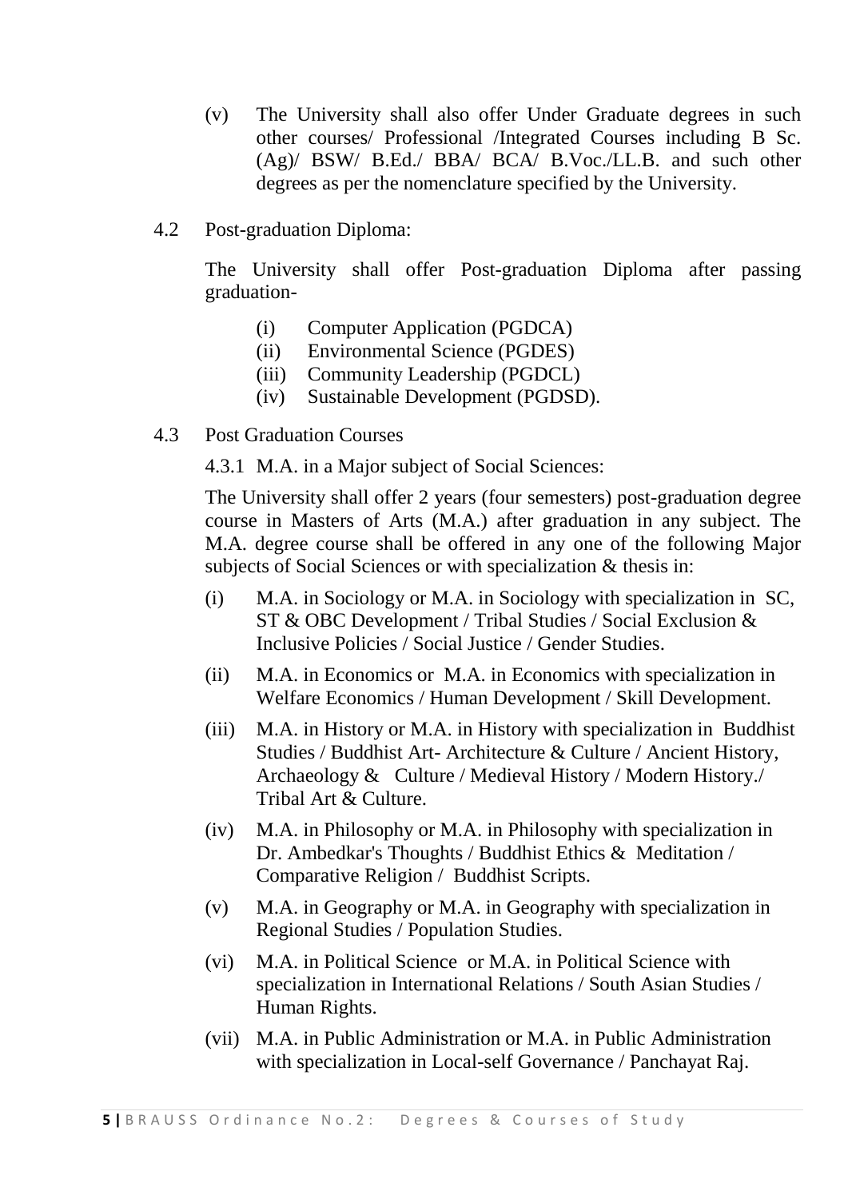(v) The University shall also offer Under Graduate degrees in such other courses/ Professional /Integrated Courses including B Sc. (Ag)/ BSW/ B.Ed./ BBA/ BCA/ B.Voc./LL.B. and such other degrees as per the nomenclature specified by the University.

4.2 Post-graduation Diploma:

The University shall offer Post-graduation Diploma after passing graduation-

(i) Computer Application (PGDCA)
(ii) Environmental Science (PGDES)
(iii) Community Leadership (PGDCL)
(iv) Sustainable Development (PGDSD).

4.3 Post Graduation Courses

4.3.1 M.A. in a Major subject of Social Sciences:

The University shall offer 2 years (four semesters) post-graduation degree course in Masters of Arts (M.A.) after graduation in any subject. The M.A. degree course shall be offered in any one of the following Major subjects of Social Sciences or with specialization & thesis in:

(i) M.A. in Sociology or M.A. in Sociology with specialization in SC, ST & OBC Development / Tribal Studies / Social Exclusion & Inclusive Policies / Social Justice / Gender Studies.

(ii) M.A. in Economics or M.A. in Economics with specialization in Welfare Economics / Human Development / Skill Development.

(iii) M.A. in History or M.A. in History with specialization in Buddhist Studies / Buddhist Art- Architecture & Culture / Ancient History, Archaeology & Culture / Medieval History / Modern History./ Tribal Art & Culture.

(iv) M.A. in Philosophy or M.A. in Philosophy with specialization in Dr. Ambedkar's Thoughts / Buddhist Ethics & Meditation / Comparative Religion / Buddhist Scripts.

(v) M.A. in Geography or M.A. in Geography with specialization in Regional Studies / Population Studies.

(vi) M.A. in Political Science or M.A. in Political Science with specialization in International Relations / South Asian Studies / Human Rights.

(vii) M.A. in Public Administration or M.A. in Public Administration with specialization in Local-self Governance / Panchayat Raj.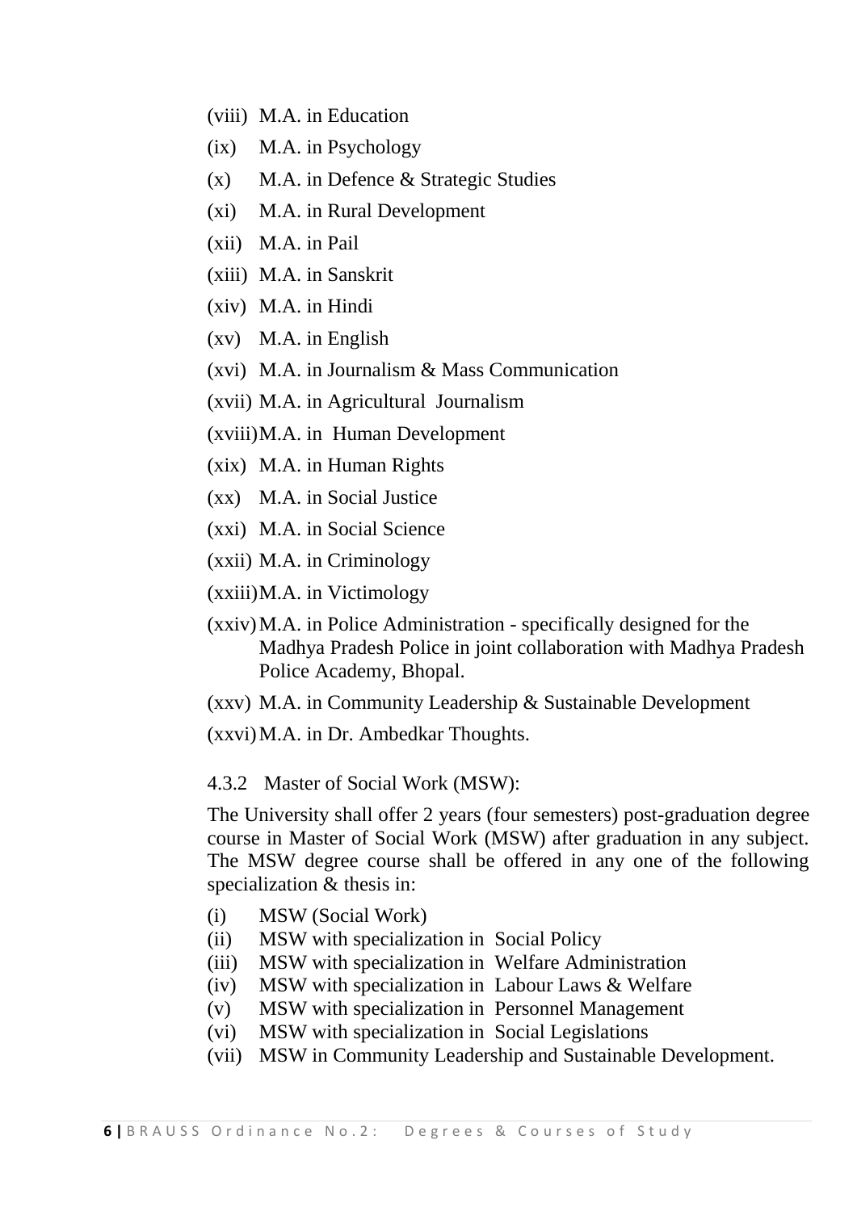(viii) M.A. in Education

(ix) M.A. in Psychology

(x) M.A. in Defence & Strategic Studies

(xi) M.A. in Rural Development

(xii) M.A. in Pail

(xiii) M.A. in Sanskrit

(xiv) M.A. in Hindi

(xv) M.A. in English

(xvi) M.A. in Journalism & Mass Communication

(xvii) M.A. in Agricultural Journalism

(xviii) M.A. in Human Development

(xix) M.A. in Human Rights

(xx) M.A. in Social Justice

(xxi) M.A. in Social Science

(xxii) M.A. in Criminology

(xxiii) M.A. in Victimology

(xxiv) M.A. in Police Administration - specifically designed for the Madhya Pradesh Police in joint collaboration with Madhya Pradesh Police Academy, Bhopal.

(xxv) M.A. in Community Leadership & Sustainable Development

(xxvi) M.A. in Dr. Ambedkar Thoughts.

4.3.2 Master of Social Work (MSW):

The University shall offer 2 years (four semesters) post-graduation degree course in Master of Social Work (MSW) after graduation in any subject. The MSW degree course shall be offered in any one of the following specialization & thesis in:

(i) MSW (Social Work)
(ii) MSW with specialization in Social Policy
(iii) MSW with specialization in Welfare Administration
(iv) MSW with specialization in Labour Laws & Welfare
(v) MSW with specialization in Personnel Management
(vi) MSW with specialization in Social Legislations
(vii) MSW in Community Leadership and Sustainable Development.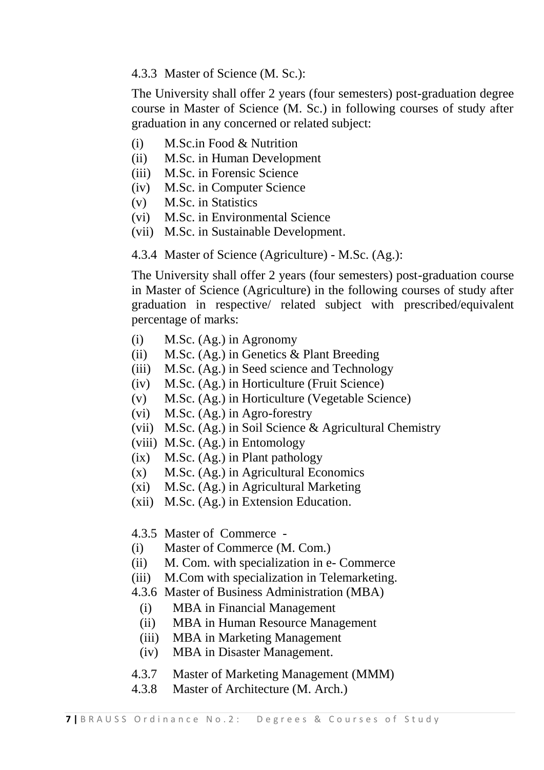4.3.3 Master of Science (M. Sc.):

The University shall offer 2 years (four semesters) post-graduation degree course in Master of Science (M. Sc.) in following courses of study after graduation in any concerned or related subject:

- (i) M.Sc.in Food & Nutrition
- (ii) M.Sc. in Human Development
- (iii) M.Sc. in Forensic Science
- (iv) M.Sc. in Computer Science
- (v) M.Sc. in Statistics
- (vi) M.Sc. in Environmental Science
- (vii) M.Sc. in Sustainable Development.

4.3.4 Master of Science (Agriculture) - M.Sc. (Ag.):

The University shall offer 2 years (four semesters) post-graduation course in Master of Science (Agriculture) in the following courses of study after graduation in respective/ related subject with prescribed/equivalent percentage of marks:

- (i) M.Sc. (Ag.) in Agronomy
- (ii) M.Sc. (Ag.) in Genetics & Plant Breeding
- (iii) M.Sc. (Ag.) in Seed science and Technology
- (iv) M.Sc. (Ag.) in Horticulture (Fruit Science)
- (v) M.Sc. (Ag.) in Horticulture (Vegetable Science)
- (vi) M.Sc. (Ag.) in Agro-forestry
- (vii) M.Sc. (Ag.) in Soil Science & Agricultural Chemistry
- (viii) M.Sc. (Ag.) in Entomology
- (ix) M.Sc. (Ag.) in Plant pathology
- (x) M.Sc. (Ag.) in Agricultural Economics
- (xi) M.Sc. (Ag.) in Agricultural Marketing
- (xii) M.Sc. (Ag.) in Extension Education.

4.3.5 Master of Commerce -

- (i) Master of Commerce (M. Com.)
- (ii) M. Com. with specialization in e- Commerce
- (iii) M.Com with specialization in Telemarketing.

4.3.6 Master of Business Administration (MBA)

- (i) MBA in Financial Management
- (ii) MBA in Human Resource Management
- (iii) MBA in Marketing Management
- (iv) MBA in Disaster Management.

4.3.7 Master of Marketing Management (MMM)

4.3.8 Master of Architecture (M. Arch.)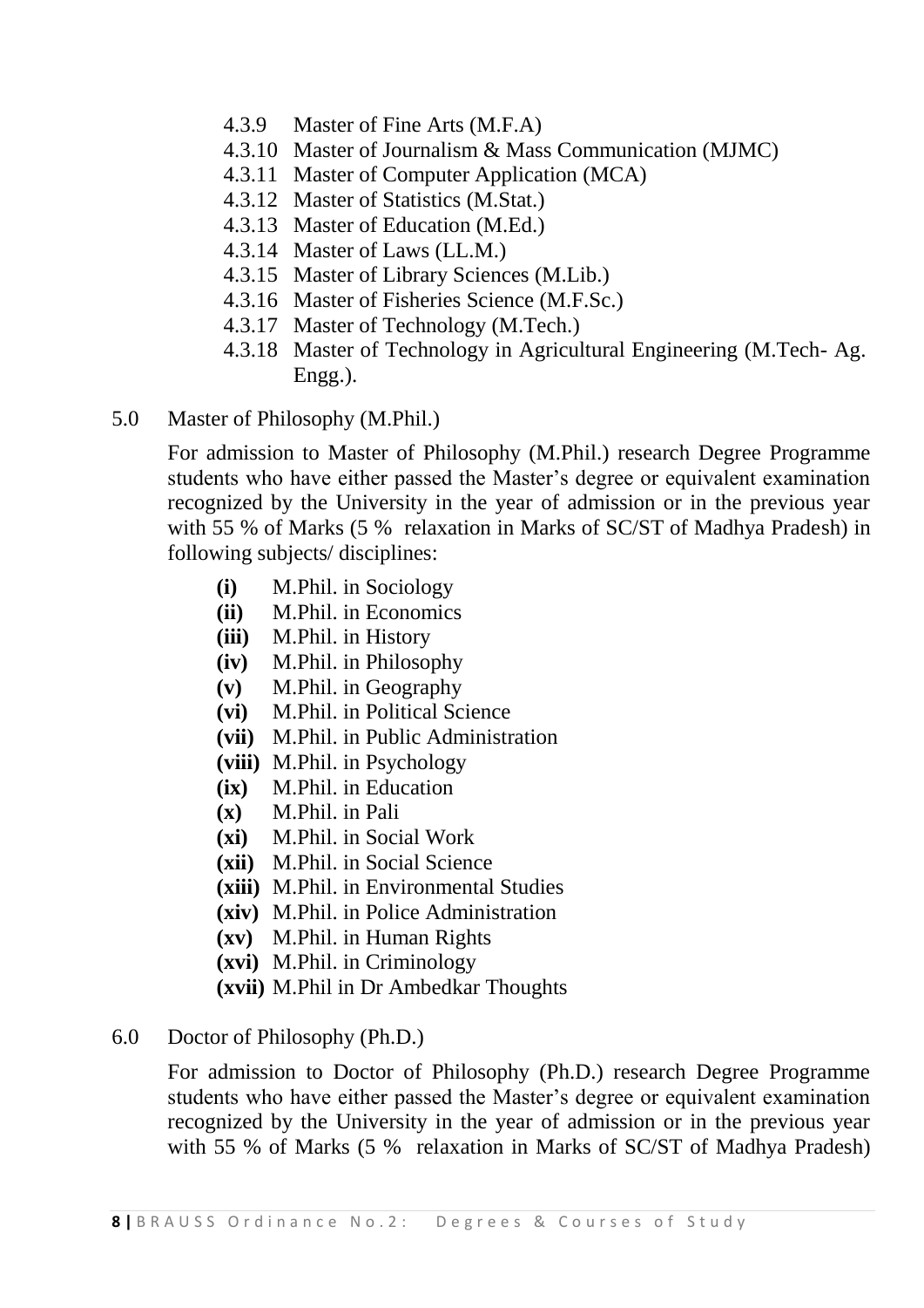- 4.3.9 Master of Fine Arts (M.F.A)
- 4.3.10 Master of Journalism & Mass Communication (MJMC)
- 4.3.11 Master of Computer Application (MCA)
- 4.3.12 Master of Statistics (M.Stat.)
- 4.3.13 Master of Education (M.Ed.)
- 4.3.14 Master of Laws (LL.M.)
- 4.3.15 Master of Library Sciences (M.Lib.)
- 4.3.16 Master of Fisheries Science (M.F.Sc.)
- 4.3.17 Master of Technology (M.Tech.)
- 4.3.18 Master of Technology in Agricultural Engineering (M.Tech- Ag. Engg.).

5.0 Master of Philosophy (M.Phil.)

For admission to Master of Philosophy (M.Phil.) research Degree Programme students who have either passed the Master's degree or equivalent examination recognized by the University in the year of admission or in the previous year with 55 % of Marks (5 % relaxation in Marks of SC/ST of Madhya Pradesh) in following subjects/ disciplines:

- **(i)** M.Phil. in Sociology
- **(ii)** M.Phil. in Economics
- **(iii)** M.Phil. in History
- **(iv)** M.Phil. in Philosophy
- **(v)** M.Phil. in Geography
- **(vi)** M.Phil. in Political Science
- **(vii)** M.Phil. in Public Administration
- **(viii)** M.Phil. in Psychology
- **(ix)** M.Phil. in Education
- **(x)** M.Phil. in Pali
- **(xi)** M.Phil. in Social Work
- **(xii)** M.Phil. in Social Science
- **(xiii)** M.Phil. in Environmental Studies
- **(xiv)** M.Phil. in Police Administration
- **(xv)** M.Phil. in Human Rights
- **(xvi)** M.Phil. in Criminology
- **(xvii)** M.Phil in Dr Ambedkar Thoughts

6.0 Doctor of Philosophy (Ph.D.)

For admission to Doctor of Philosophy (Ph.D.) research Degree Programme students who have either passed the Master's degree or equivalent examination recognized by the University in the year of admission or in the previous year with 55 % of Marks (5 % relaxation in Marks of SC/ST of Madhya Pradesh)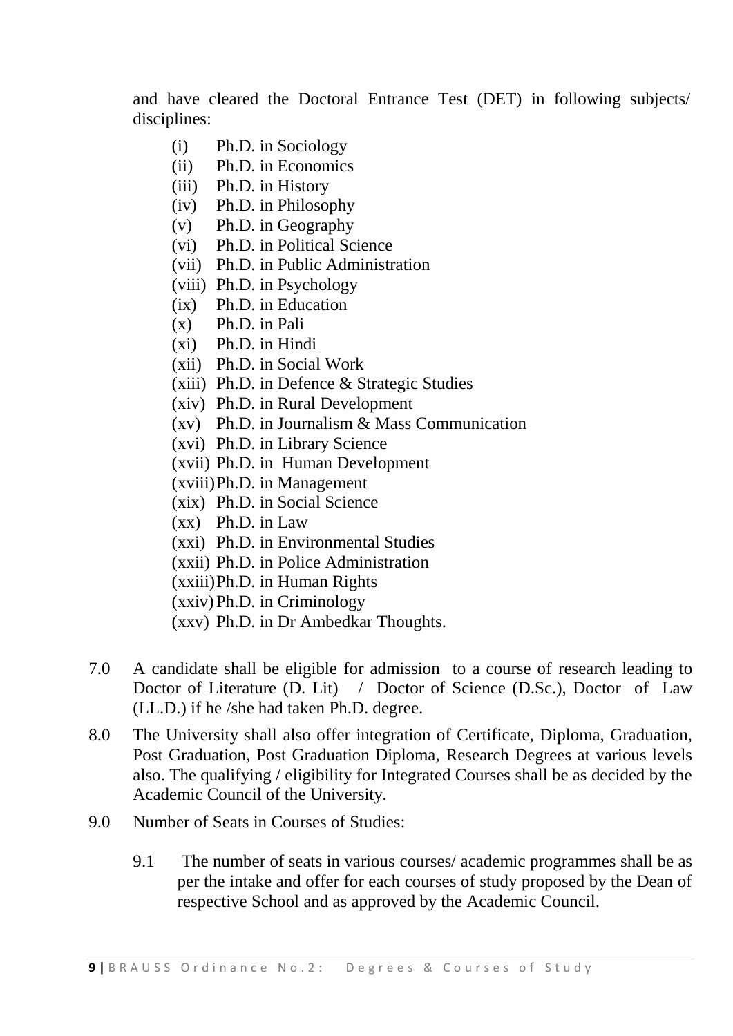and have cleared the Doctoral Entrance Test (DET) in following subjects/ disciplines:

(i) Ph.D. in Sociology
(ii) Ph.D. in Economics
(iii) Ph.D. in History
(iv) Ph.D. in Philosophy
(v) Ph.D. in Geography
(vi) Ph.D. in Political Science
(vii) Ph.D. in Public Administration
(viii) Ph.D. in Psychology
(ix) Ph.D. in Education
(x) Ph.D. in Pali
(xi) Ph.D. in Hindi
(xii) Ph.D. in Social Work
(xiii) Ph.D. in Defence & Strategic Studies
(xiv) Ph.D. in Rural Development
(xv) Ph.D. in Journalism & Mass Communication
(xvi) Ph.D. in Library Science
(xvii) Ph.D. in Human Development
(xviii) Ph.D. in Management
(xix) Ph.D. in Social Science
(xx) Ph.D. in Law
(xxi) Ph.D. in Environmental Studies
(xxii) Ph.D. in Police Administration
(xxiii) Ph.D. in Human Rights
(xxiv) Ph.D. in Criminology
(xxv) Ph.D. in Dr Ambedkar Thoughts.

7.0 A candidate shall be eligible for admission to a course of research leading to Doctor of Literature (D. Lit) / Doctor of Science (D.Sc.), Doctor of Law (LL.D.) if he /she had taken Ph.D. degree.

8.0 The University shall also offer integration of Certificate, Diploma, Graduation, Post Graduation, Post Graduation Diploma, Research Degrees at various levels also. The qualifying / eligibility for Integrated Courses shall be as decided by the Academic Council of the University.

9.0 Number of Seats in Courses of Studies:

9.1 The number of seats in various courses/ academic programmes shall be as per the intake and offer for each courses of study proposed by the Dean of respective School and as approved by the Academic Council.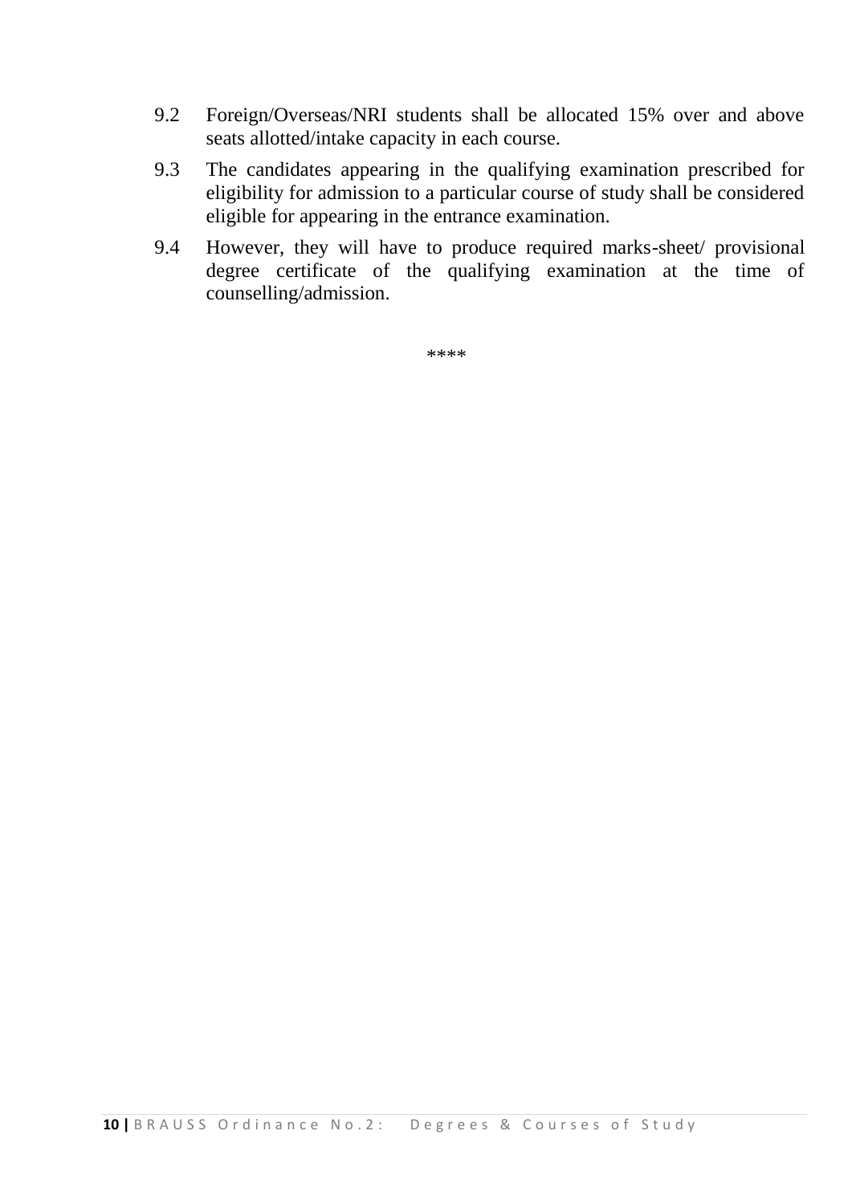9.2 Foreign/Overseas/NRI students shall be allocated 15% over and above seats allotted/intake capacity in each course.

9.3 The candidates appearing in the qualifying examination prescribed for eligibility for admission to a particular course of study shall be considered eligible for appearing in the entrance examination.

9.4 However, they will have to produce required marks-sheet/ provisional degree certificate of the qualifying examination at the time of counselling/admission.

****